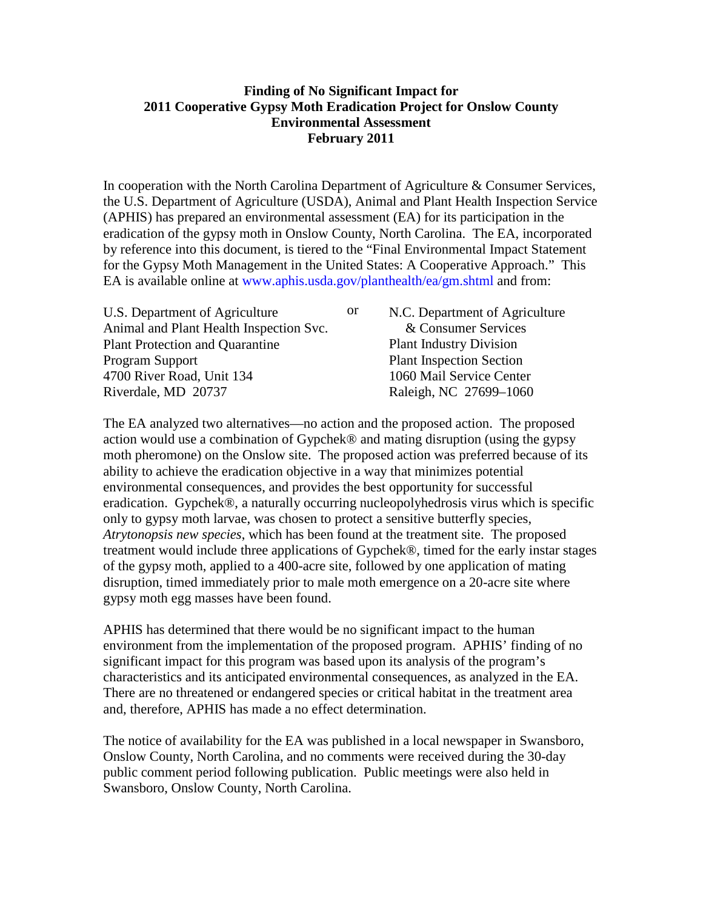**Finding of No Significant Impact for**
**2011 Cooperative Gypsy Moth Eradication Project for Onslow County**
**Environmental Assessment**
**February 2011**

In cooperation with the North Carolina Department of Agriculture & Consumer Services, the U.S. Department of Agriculture (USDA), Animal and Plant Health Inspection Service (APHIS) has prepared an environmental assessment (EA) for its participation in the eradication of the gypsy moth in Onslow County, North Carolina. The EA, incorporated by reference into this document, is tiered to the "Final Environmental Impact Statement for the Gypsy Moth Management in the United States: A Cooperative Approach." This EA is available online at www.aphis.usda.gov/planthealth/ea/gm.shtml and from:

U.S. Department of Agriculture
Animal and Plant Health Inspection Svc.
Plant Protection and Quarantine
Program Support
4700 River Road, Unit 134
Riverdale, MD 20737

or

N.C. Department of Agriculture
& Consumer Services
Plant Industry Division
Plant Inspection Section
1060 Mail Service Center
Raleigh, NC 27699–1060

The EA analyzed two alternatives—no action and the proposed action. The proposed action would use a combination of Gypchek® and mating disruption (using the gypsy moth pheromone) on the Onslow site. The proposed action was preferred because of its ability to achieve the eradication objective in a way that minimizes potential environmental consequences, and provides the best opportunity for successful eradication. Gypchek®, a naturally occurring nucleopolyhedrosis virus which is specific only to gypsy moth larvae, was chosen to protect a sensitive butterfly species, *Atrytonopsis new species*, which has been found at the treatment site. The proposed treatment would include three applications of Gypchek®, timed for the early instar stages of the gypsy moth, applied to a 400-acre site, followed by one application of mating disruption, timed immediately prior to male moth emergence on a 20-acre site where gypsy moth egg masses have been found.

APHIS has determined that there would be no significant impact to the human environment from the implementation of the proposed program. APHIS' finding of no significant impact for this program was based upon its analysis of the program's characteristics and its anticipated environmental consequences, as analyzed in the EA. There are no threatened or endangered species or critical habitat in the treatment area and, therefore, APHIS has made a no effect determination.

The notice of availability for the EA was published in a local newspaper in Swansboro, Onslow County, North Carolina, and no comments were received during the 30-day public comment period following publication. Public meetings were also held in Swansboro, Onslow County, North Carolina.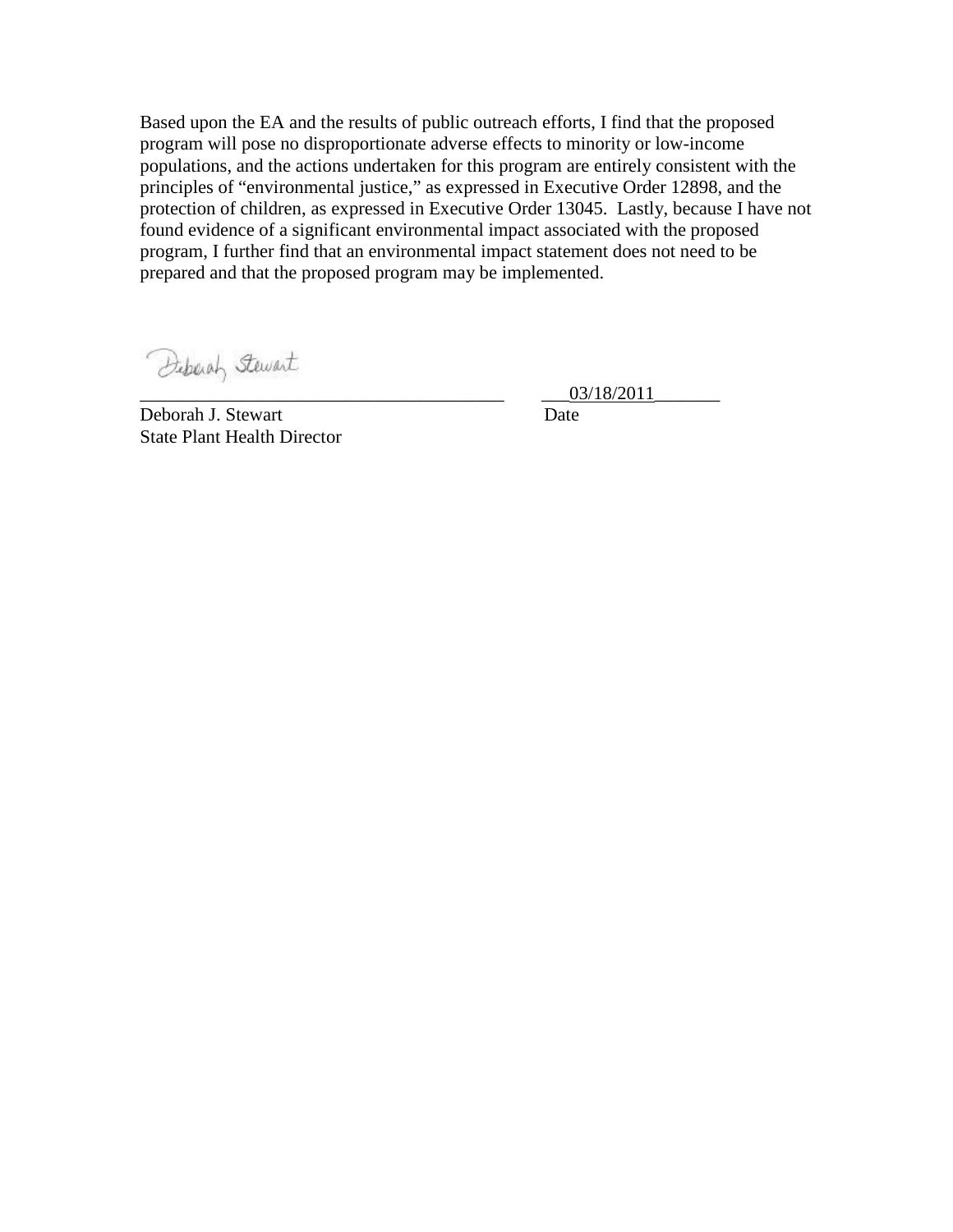Based upon the EA and the results of public outreach efforts, I find that the proposed program will pose no disproportionate adverse effects to minority or low-income populations, and the actions undertaken for this program are entirely consistent with the principles of "environmental justice," as expressed in Executive Order 12898, and the protection of children, as expressed in Executive Order 13045. Lastly, because I have not found evidence of a significant environmental impact associated with the proposed program, I further find that an environmental impact statement does not need to be prepared and that the proposed program may be implemented.

Deborah Stewart

_______________________________________ ___03/18/2011_______

Deborah J. Stewart Date

State Plant Health Director